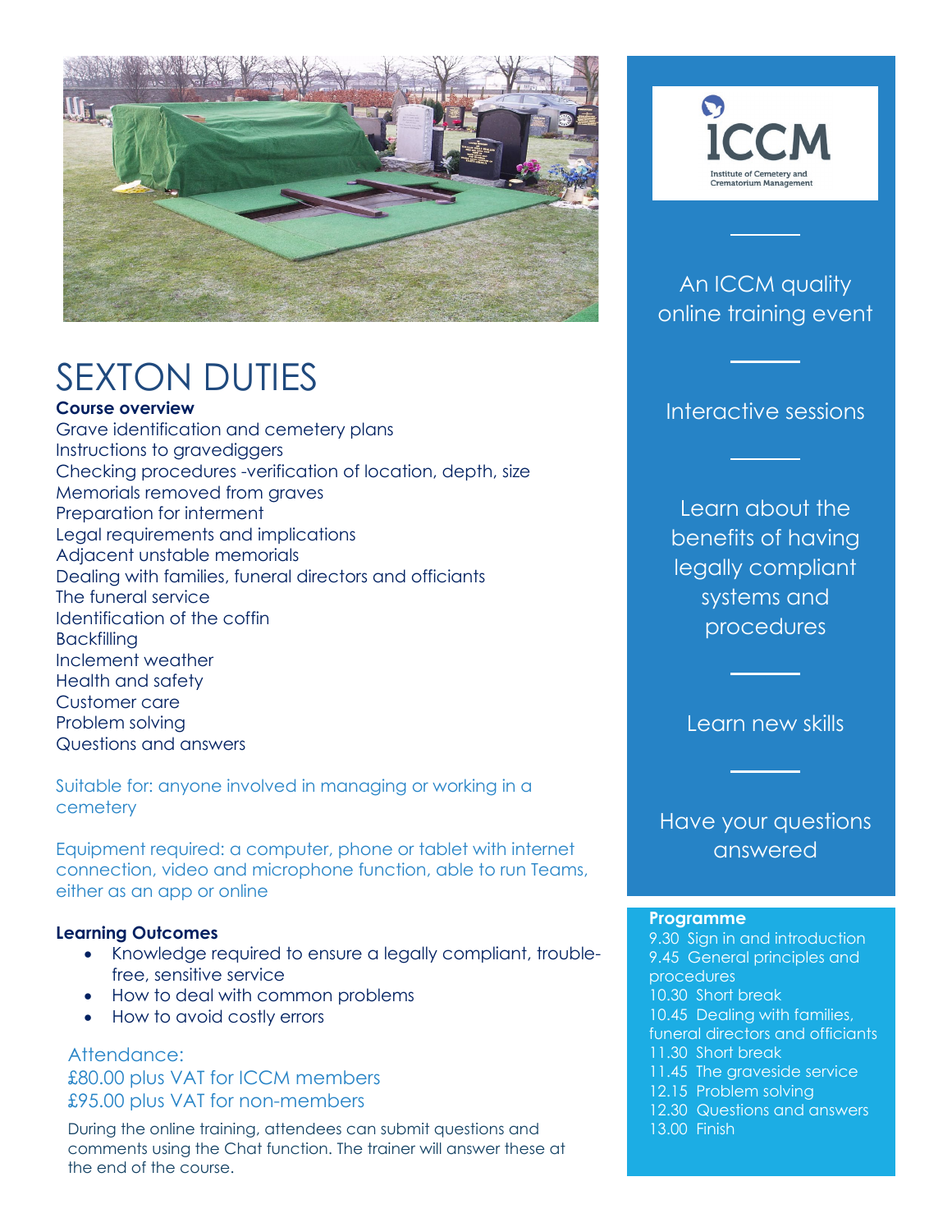# SEXTON DUTIES

**Course overview**

Grave identification and cemetery plans
Instructions to gravediggers
Checking procedures -verification of location, depth, size
Memorials removed from graves
Preparation for interment
Legal requirements and implications
Adjacent unstable memorials
Dealing with families, funeral directors and officiants
The funeral service
Identification of the coffin
Backfilling
Inclement weather
Health and safety
Customer care
Problem solving
Questions and answers

Suitable for: anyone involved in managing or working in a cemetery

Equipment required: a computer, phone or tablet with internet connection, video and microphone function, able to run Teams, either as an app or online

**Learning Outcomes**

- Knowledge required to ensure a legally compliant, trouble-free, sensitive service
- How to deal with common problems
- How to avoid costly errors

Attendance:
£80.00 plus VAT for ICCM members
£95.00 plus VAT for non-members

During the online training, attendees can submit questions and comments using the Chat function. The trainer will answer these at the end of the course.

ICCM
Institute of Cemetery and Crematorium Management

An ICCM quality online training event

Interactive sessions

Learn about the benefits of having legally compliant systems and procedures

Learn new skills

Have your questions answered

**Programme**

9.30 Sign in and introduction
9.45 General principles and procedures
10.30 Short break
10.45 Dealing with families, funeral directors and officiants
11.30 Short break
11.45 The graveside service
12.15 Problem solving
12.30 Questions and answers
13.00 Finish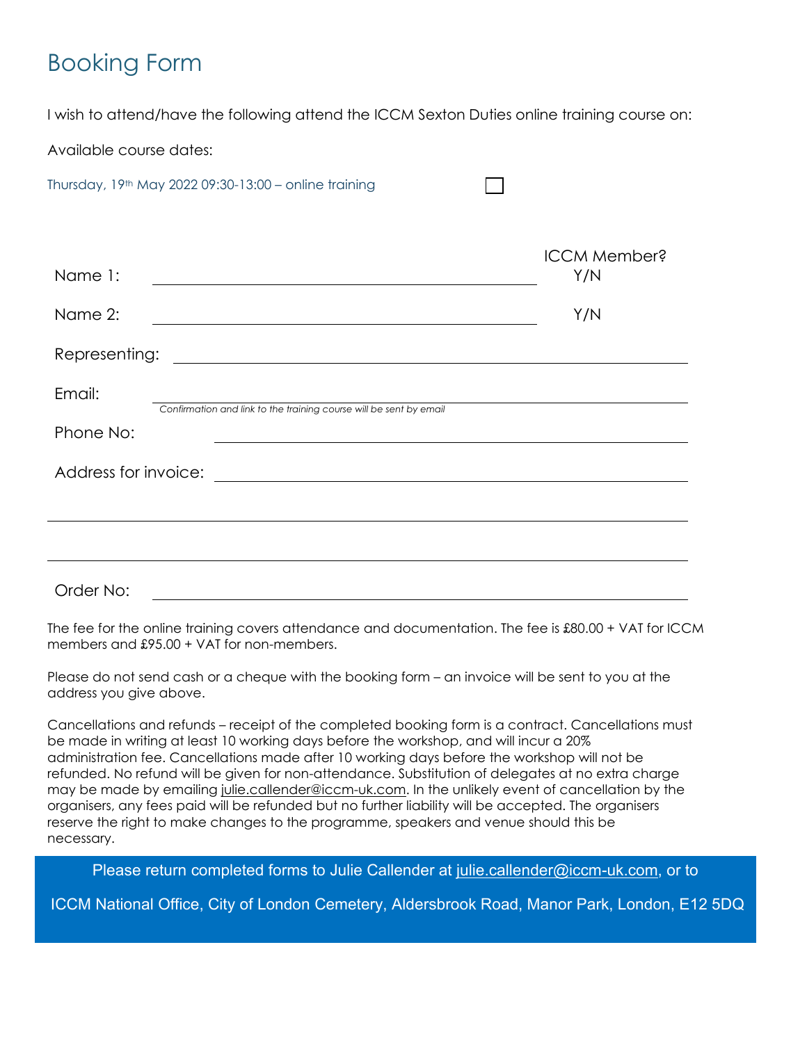# Booking Form

I wish to attend/have the following attend the ICCM Sexton Duties online training course on:

Available course dates:

Thursday, 19th May 2022 09:30-13:00 – online training ☐

| | | ICCM Member? |
|---|---|---|
| Name 1: | ______________________________ | Y/N |
| Name 2: | ______________________________ | Y/N |

Representing: ______________________________

Email: ______________________________

*Confirmation and link to the training course will be sent by email*

Phone No: ______________________________

Address for invoice: ______________________________

______________________________

______________________________

Order No: ______________________________

The fee for the online training covers attendance and documentation. The fee is £80.00 + VAT for ICCM members and £95.00 + VAT for non-members.

Please do not send cash or a cheque with the booking form – an invoice will be sent to you at the address you give above.

Cancellations and refunds – receipt of the completed booking form is a contract. Cancellations must be made in writing at least 10 working days before the workshop, and will incur a 20% administration fee. Cancellations made after 10 working days before the workshop will not be refunded. No refund will be given for non-attendance. Substitution of delegates at no extra charge may be made by emailing julie.callender@iccm-uk.com. In the unlikely event of cancellation by the organisers, any fees paid will be refunded but no further liability will be accepted. The organisers reserve the right to make changes to the programme, speakers and venue should this be necessary.

Please return completed forms to Julie Callender at julie.callender@iccm-uk.com, or to

ICCM National Office, City of London Cemetery, Aldersbrook Road, Manor Park, London, E12 5DQ